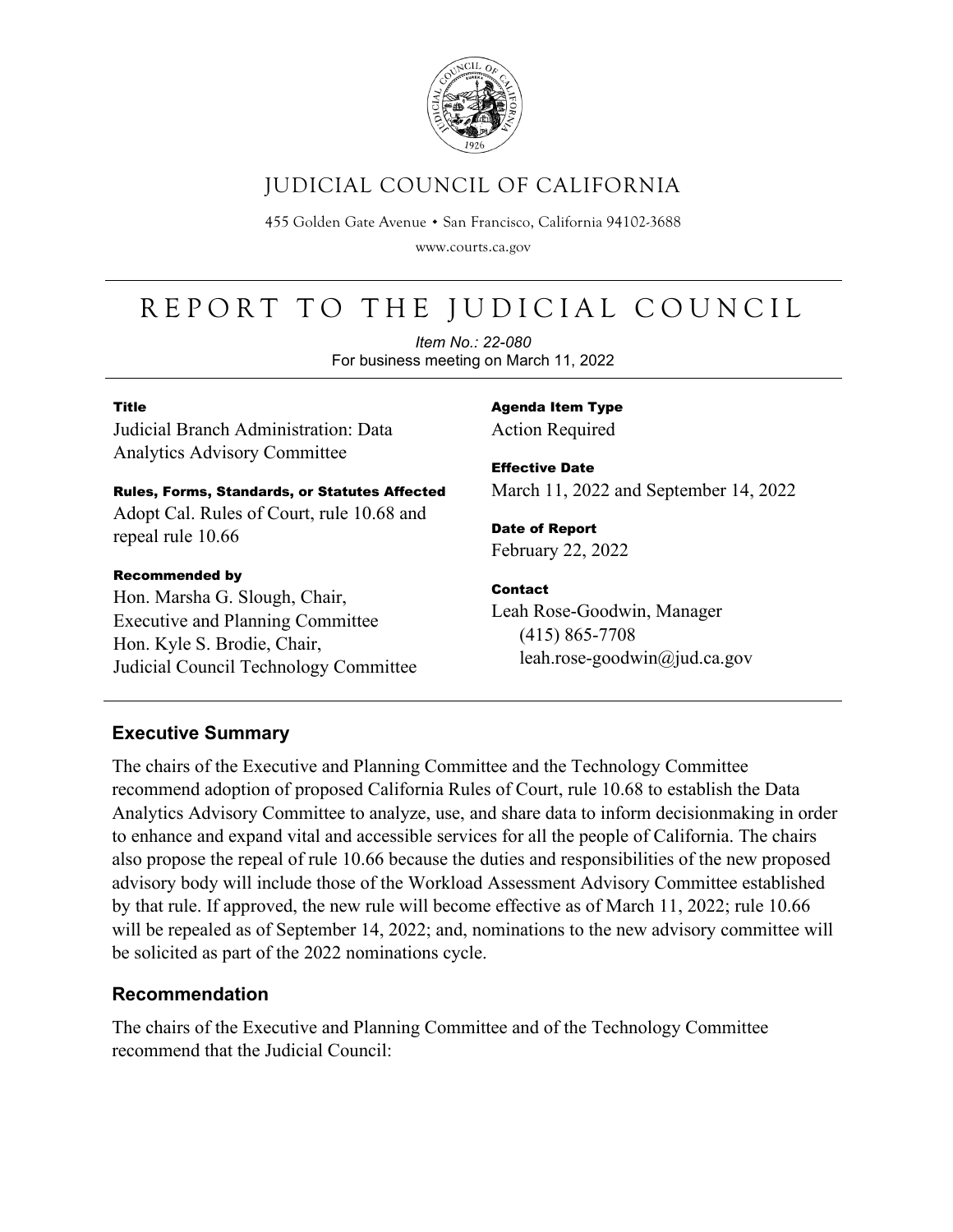# JUDICIAL COUNCIL OF CALIFORNIA

455 Golden Gate Avenue • San Francisco, California 94102-3688

www.courts.ca.gov

# REPORT TO THE JUDICIAL COUNCIL

*Item No.: 22-080*

For business meeting on March 11, 2022

**Title**

Judicial Branch Administration: Data Analytics Advisory Committee

**Rules, Forms, Standards, or Statutes Affected**

Adopt Cal. Rules of Court, rule 10.68 and repeal rule 10.66

**Recommended by**

Hon. Marsha G. Slough, Chair, Executive and Planning Committee
Hon. Kyle S. Brodie, Chair, Judicial Council Technology Committee

**Agenda Item Type**

Action Required

**Effective Date**

March 11, 2022 and September 14, 2022

**Date of Report**

February 22, 2022

**Contact**

Leah Rose-Goodwin, Manager
(415) 865-7708
leah.rose-goodwin@jud.ca.gov

## Executive Summary

The chairs of the Executive and Planning Committee and the Technology Committee recommend adoption of proposed California Rules of Court, rule 10.68 to establish the Data Analytics Advisory Committee to analyze, use, and share data to inform decisionmaking in order to enhance and expand vital and accessible services for all the people of California. The chairs also propose the repeal of rule 10.66 because the duties and responsibilities of the new proposed advisory body will include those of the Workload Assessment Advisory Committee established by that rule. If approved, the new rule will become effective as of March 11, 2022; rule 10.66 will be repealed as of September 14, 2022; and, nominations to the new advisory committee will be solicited as part of the 2022 nominations cycle.

## Recommendation

The chairs of the Executive and Planning Committee and of the Technology Committee recommend that the Judicial Council: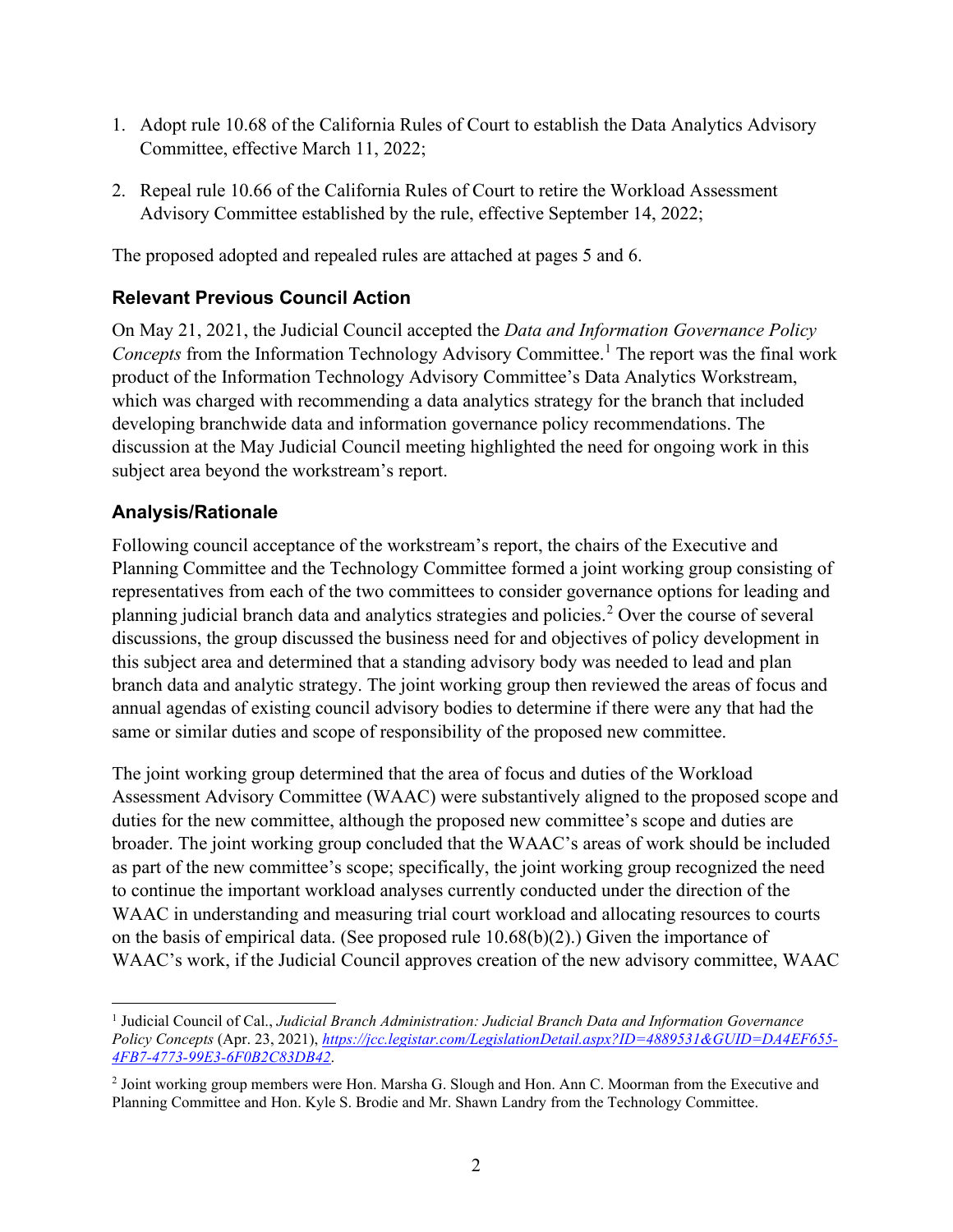1. Adopt rule 10.68 of the California Rules of Court to establish the Data Analytics Advisory Committee, effective March 11, 2022;

2. Repeal rule 10.66 of the California Rules of Court to retire the Workload Assessment Advisory Committee established by the rule, effective September 14, 2022;

The proposed adopted and repealed rules are attached at pages 5 and 6.

## Relevant Previous Council Action

On May 21, 2021, the Judicial Council accepted the *Data and Information Governance Policy Concepts* from the Information Technology Advisory Committee.[1] The report was the final work product of the Information Technology Advisory Committee's Data Analytics Workstream, which was charged with recommending a data analytics strategy for the branch that included developing branchwide data and information governance policy recommendations. The discussion at the May Judicial Council meeting highlighted the need for ongoing work in this subject area beyond the workstream's report.

## Analysis/Rationale

Following council acceptance of the workstream's report, the chairs of the Executive and Planning Committee and the Technology Committee formed a joint working group consisting of representatives from each of the two committees to consider governance options for leading and planning judicial branch data and analytics strategies and policies.[2] Over the course of several discussions, the group discussed the business need for and objectives of policy development in this subject area and determined that a standing advisory body was needed to lead and plan branch data and analytic strategy. The joint working group then reviewed the areas of focus and annual agendas of existing council advisory bodies to determine if there were any that had the same or similar duties and scope of responsibility of the proposed new committee.

The joint working group determined that the area of focus and duties of the Workload Assessment Advisory Committee (WAAC) were substantively aligned to the proposed scope and duties for the new committee, although the proposed new committee's scope and duties are broader. The joint working group concluded that the WAAC's areas of work should be included as part of the new committee's scope; specifically, the joint working group recognized the need to continue the important workload analyses currently conducted under the direction of the WAAC in understanding and measuring trial court workload and allocating resources to courts on the basis of empirical data. (See proposed rule 10.68(b)(2).) Given the importance of WAAC's work, if the Judicial Council approves creation of the new advisory committee, WAAC

---

[1] Judicial Council of Cal., *Judicial Branch Administration: Judicial Branch Data and Information Governance Policy Concepts* (Apr. 23, 2021), *https://jcc.legistar.com/LegislationDetail.aspx?ID=4889531&GUID=DA4EF655-4FB7-4773-99E3-6F0B2C83DB42*.

[2] Joint working group members were Hon. Marsha G. Slough and Hon. Ann C. Moorman from the Executive and Planning Committee and Hon. Kyle S. Brodie and Mr. Shawn Landry from the Technology Committee.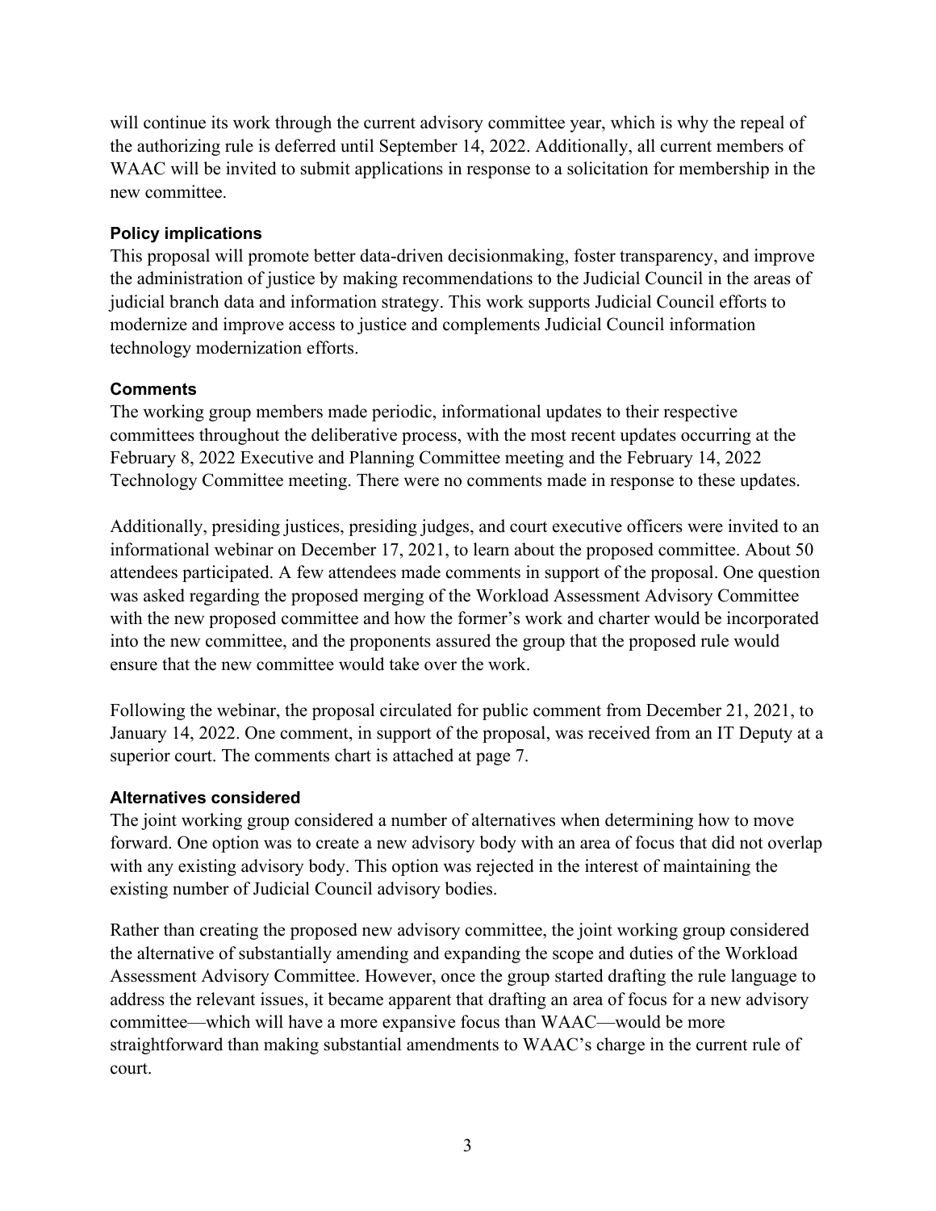will continue its work through the current advisory committee year, which is why the repeal of the authorizing rule is deferred until September 14, 2022. Additionally, all current members of WAAC will be invited to submit applications in response to a solicitation for membership in the new committee.

### Policy implications

This proposal will promote better data-driven decisionmaking, foster transparency, and improve the administration of justice by making recommendations to the Judicial Council in the areas of judicial branch data and information strategy. This work supports Judicial Council efforts to modernize and improve access to justice and complements Judicial Council information technology modernization efforts.

### Comments

The working group members made periodic, informational updates to their respective committees throughout the deliberative process, with the most recent updates occurring at the February 8, 2022 Executive and Planning Committee meeting and the February 14, 2022 Technology Committee meeting. There were no comments made in response to these updates.

Additionally, presiding justices, presiding judges, and court executive officers were invited to an informational webinar on December 17, 2021, to learn about the proposed committee. About 50 attendees participated. A few attendees made comments in support of the proposal. One question was asked regarding the proposed merging of the Workload Assessment Advisory Committee with the new proposed committee and how the former's work and charter would be incorporated into the new committee, and the proponents assured the group that the proposed rule would ensure that the new committee would take over the work.

Following the webinar, the proposal circulated for public comment from December 21, 2021, to January 14, 2022. One comment, in support of the proposal, was received from an IT Deputy at a superior court. The comments chart is attached at page 7.

### Alternatives considered

The joint working group considered a number of alternatives when determining how to move forward. One option was to create a new advisory body with an area of focus that did not overlap with any existing advisory body. This option was rejected in the interest of maintaining the existing number of Judicial Council advisory bodies.

Rather than creating the proposed new advisory committee, the joint working group considered the alternative of substantially amending and expanding the scope and duties of the Workload Assessment Advisory Committee. However, once the group started drafting the rule language to address the relevant issues, it became apparent that drafting an area of focus for a new advisory committee—which will have a more expansive focus than WAAC—would be more straightforward than making substantial amendments to WAAC's charge in the current rule of court.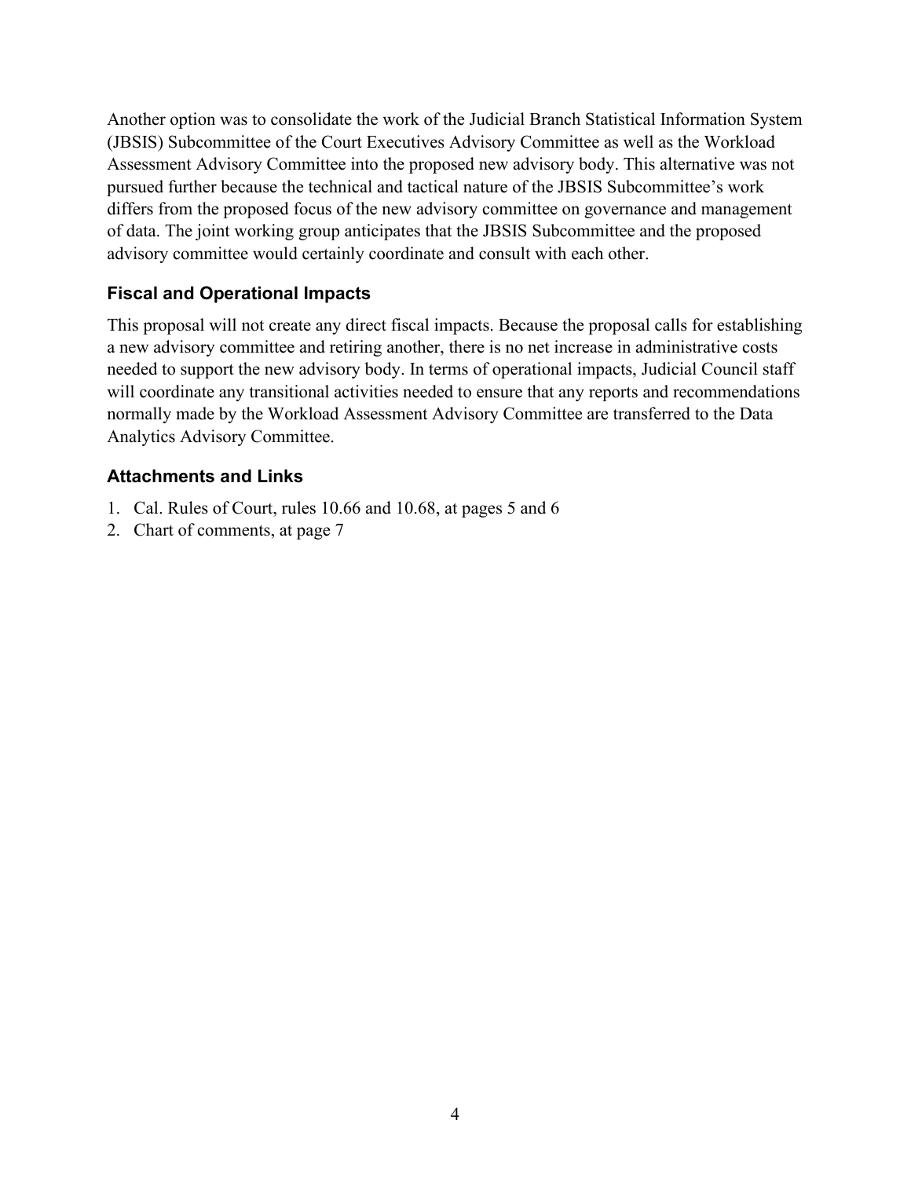Another option was to consolidate the work of the Judicial Branch Statistical Information System (JBSIS) Subcommittee of the Court Executives Advisory Committee as well as the Workload Assessment Advisory Committee into the proposed new advisory body. This alternative was not pursued further because the technical and tactical nature of the JBSIS Subcommittee's work differs from the proposed focus of the new advisory committee on governance and management of data. The joint working group anticipates that the JBSIS Subcommittee and the proposed advisory committee would certainly coordinate and consult with each other.

### Fiscal and Operational Impacts

This proposal will not create any direct fiscal impacts. Because the proposal calls for establishing a new advisory committee and retiring another, there is no net increase in administrative costs needed to support the new advisory body. In terms of operational impacts, Judicial Council staff will coordinate any transitional activities needed to ensure that any reports and recommendations normally made by the Workload Assessment Advisory Committee are transferred to the Data Analytics Advisory Committee.

### Attachments and Links

1. Cal. Rules of Court, rules 10.66 and 10.68, at pages 5 and 6
2. Chart of comments, at page 7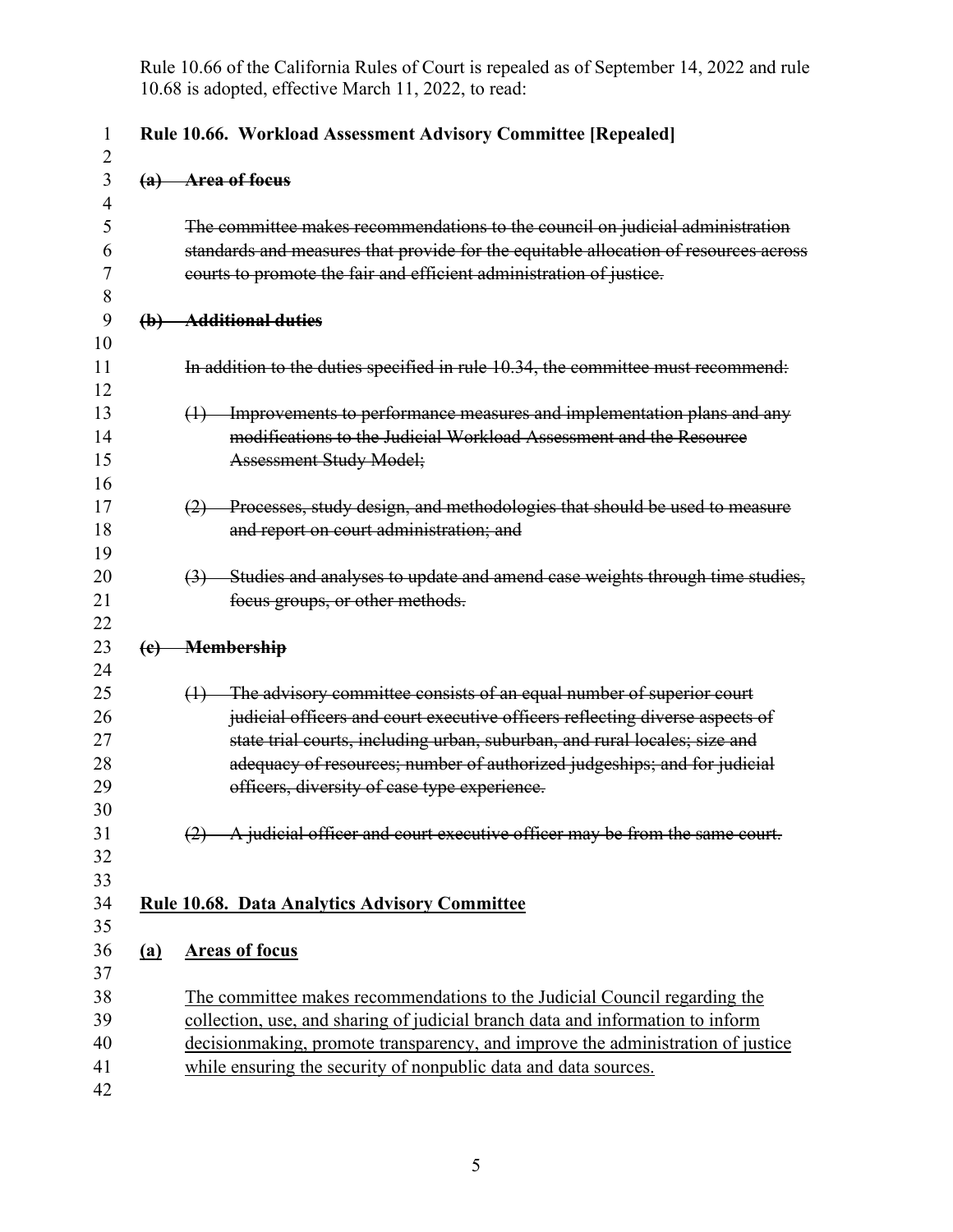Rule 10.66 of the California Rules of Court is repealed as of September 14, 2022 and rule 10.68 is adopted, effective March 11, 2022, to read:

**Rule 10.66. Workload Assessment Advisory Committee [Repealed]**

~~**(a) Area of focus**~~

~~The committee makes recommendations to the council on judicial administration standards and measures that provide for the equitable allocation of resources across courts to promote the fair and efficient administration of justice.~~

~~**(b) Additional duties**~~

~~In addition to the duties specified in rule 10.34, the committee must recommend:~~

~~(1) Improvements to performance measures and implementation plans and any modifications to the Judicial Workload Assessment and the Resource Assessment Study Model;~~

~~(2) Processes, study design, and methodologies that should be used to measure and report on court administration; and~~

~~(3) Studies and analyses to update and amend case weights through time studies, focus groups, or other methods.~~

~~**(c) Membership**~~

~~(1) The advisory committee consists of an equal number of superior court judicial officers and court executive officers reflecting diverse aspects of state trial courts, including urban, suburban, and rural locales; size and adequacy of resources; number of authorized judgeships; and for judicial officers, diversity of case type experience.~~

~~(2) A judicial officer and court executive officer may be from the same court.~~

<u>**Rule 10.68. Data Analytics Advisory Committee**</u>

<u>**(a) Areas of focus**</u>

<u>The committee makes recommendations to the Judicial Council regarding the collection, use, and sharing of judicial branch data and information to inform decisionmaking, promote transparency, and improve the administration of justice while ensuring the security of nonpublic data and data sources.</u>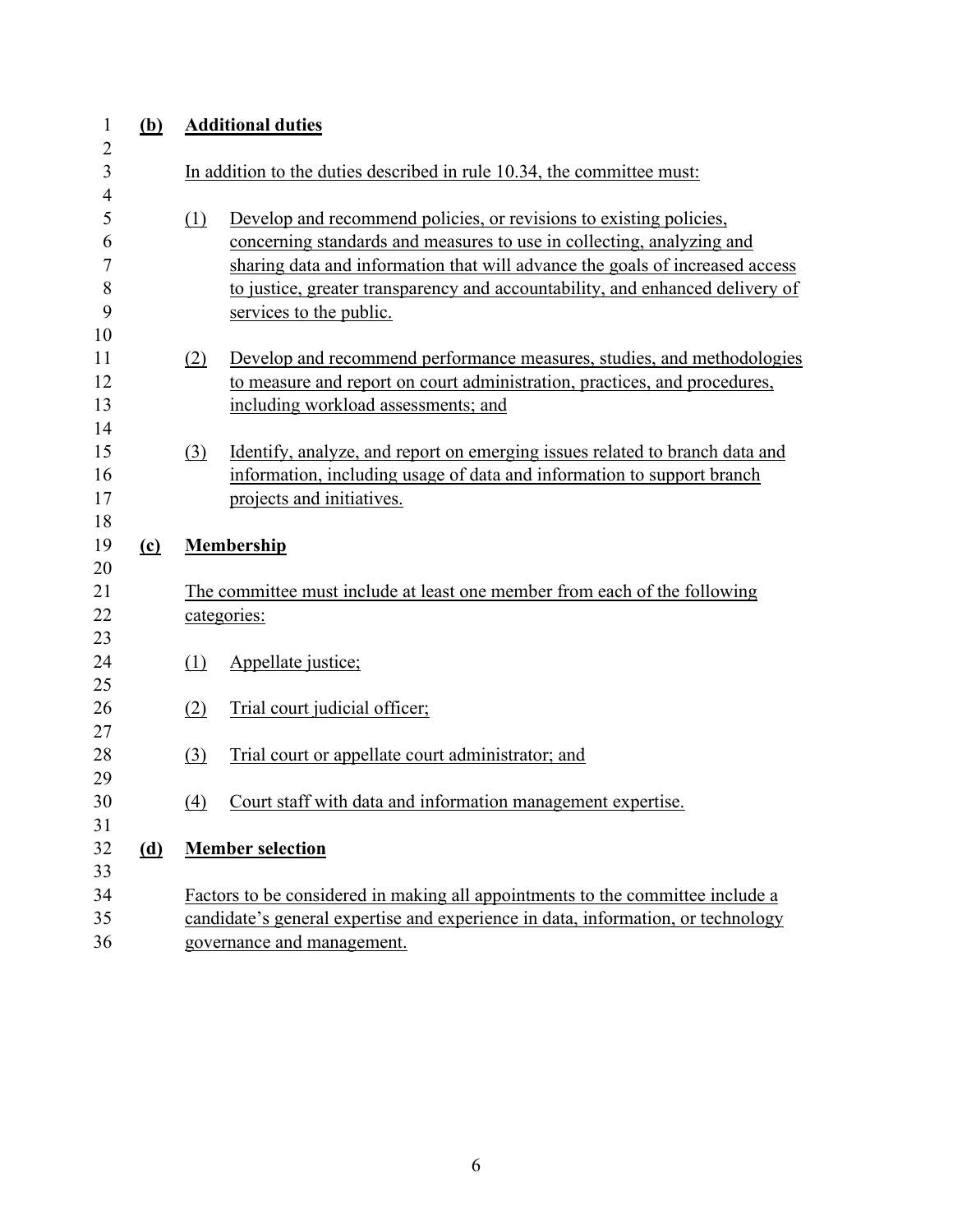**(b) Additional duties**

In addition to the duties described in rule 10.34, the committee must:

(1) Develop and recommend policies, or revisions to existing policies, concerning standards and measures to use in collecting, analyzing and sharing data and information that will advance the goals of increased access to justice, greater transparency and accountability, and enhanced delivery of services to the public.

(2) Develop and recommend performance measures, studies, and methodologies to measure and report on court administration, practices, and procedures, including workload assessments; and

(3) Identify, analyze, and report on emerging issues related to branch data and information, including usage of data and information to support branch projects and initiatives.

**(c) Membership**

The committee must include at least one member from each of the following categories:

(1) Appellate justice;

(2) Trial court judicial officer;

(3) Trial court or appellate court administrator; and

(4) Court staff with data and information management expertise.

**(d) Member selection**

Factors to be considered in making all appointments to the committee include a candidate's general expertise and experience in data, information, or technology governance and management.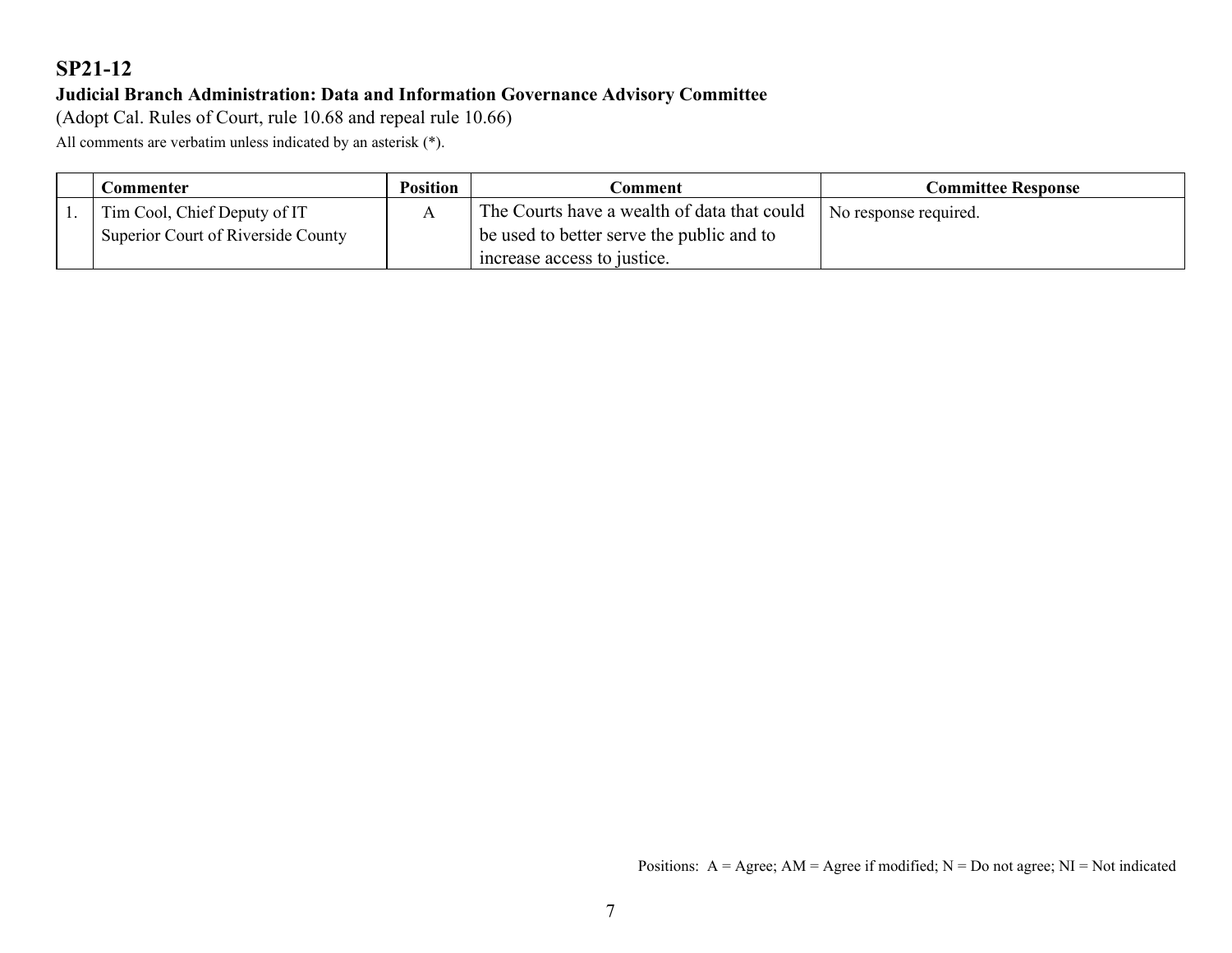**SP21-12**

**Judicial Branch Administration: Data and Information Governance Advisory Committee**

(Adopt Cal. Rules of Court, rule 10.68 and repeal rule 10.66)

All comments are verbatim unless indicated by an asterisk (*).

| | Commenter | Position | Comment | Committee Response |
|---|---|---|---|---|
| 1. | Tim Cool, Chief Deputy of IT<br>Superior Court of Riverside County | A | The Courts have a wealth of data that could be used to better serve the public and to increase access to justice. | No response required. |

Positions: A = Agree; AM = Agree if modified; N = Do not agree; NI = Not indicated